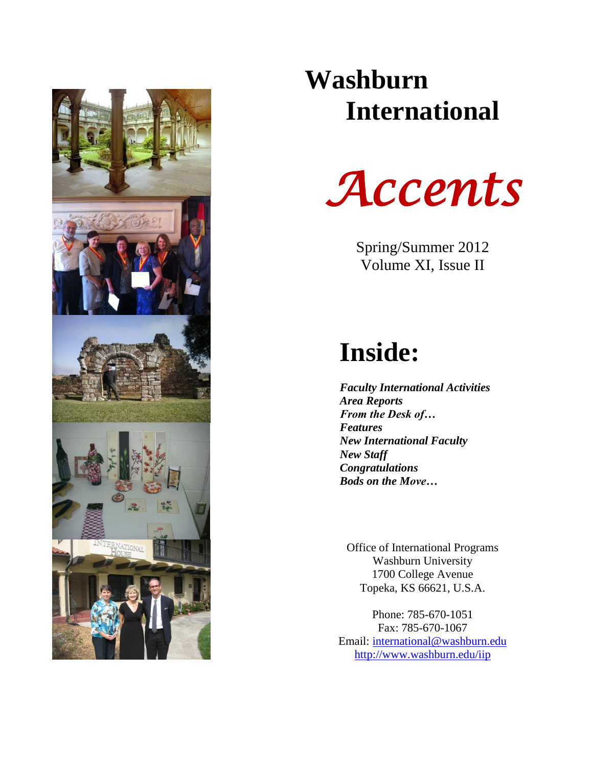# Washburn International

# *Accents*

Spring/Summer 2012
Volume XI, Issue II

## Inside:

***Faculty International Activities***
***Area Reports***
***From the Desk of…***
***Features***
***New International Faculty***
***New Staff***
***Congratulations***
***Bods on the Move…***

Office of International Programs
Washburn University
1700 College Avenue
Topeka, KS 66621, U.S.A.

Phone: 785-670-1051
Fax: 785-670-1067
Email: international@washburn.edu
http://www.washburn.edu/iip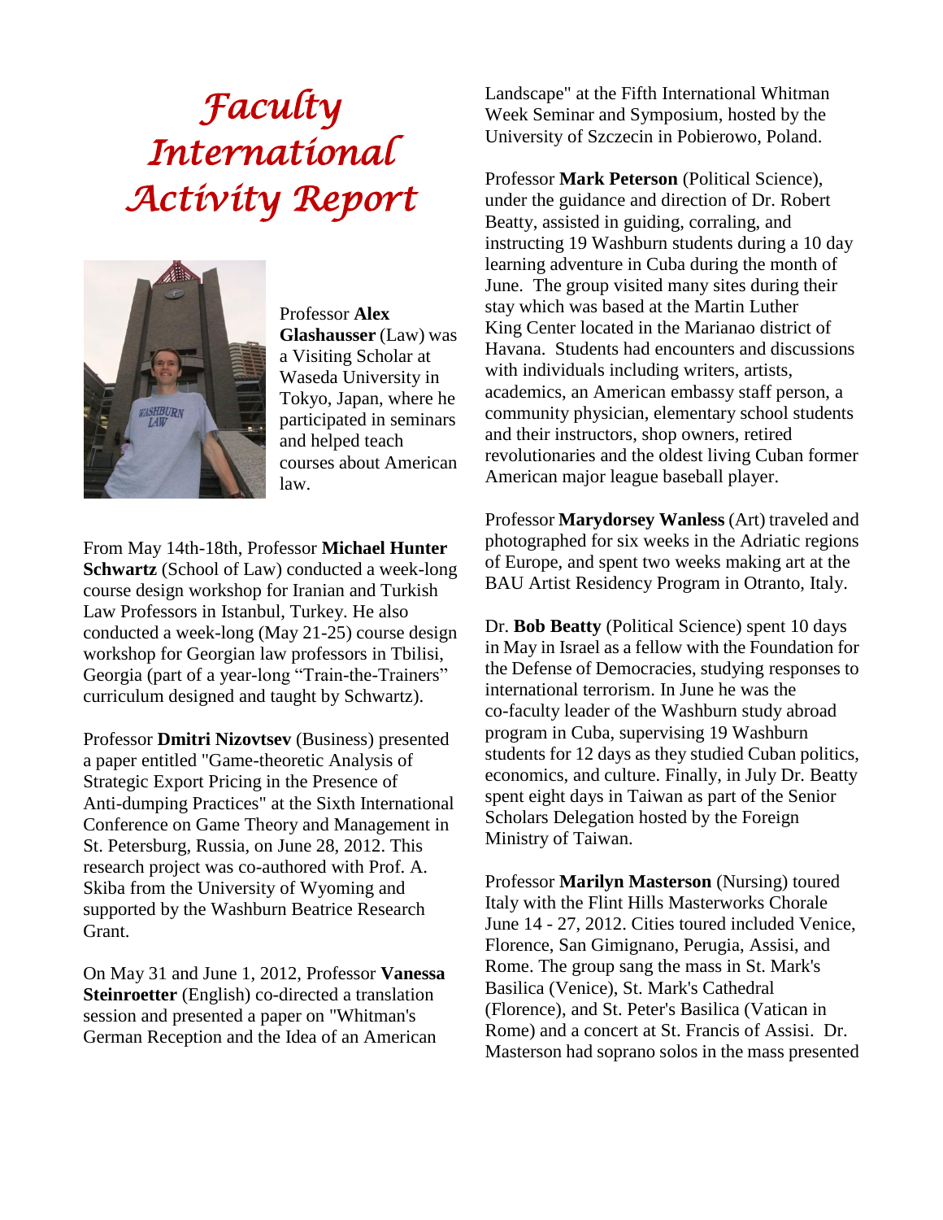# *Faculty International Activity Report*

Professor **Alex Glashausser** (Law) was a Visiting Scholar at Waseda University in Tokyo, Japan, where he participated in seminars and helped teach courses about American law.

From May 14th-18th, Professor **Michael Hunter Schwartz** (School of Law) conducted a week-long course design workshop for Iranian and Turkish Law Professors in Istanbul, Turkey. He also conducted a week-long (May 21-25) course design workshop for Georgian law professors in Tbilisi, Georgia (part of a year-long "Train-the-Trainers" curriculum designed and taught by Schwartz).

Professor **Dmitri Nizovtsev** (Business) presented a paper entitled "Game-theoretic Analysis of Strategic Export Pricing in the Presence of Anti-dumping Practices" at the Sixth International Conference on Game Theory and Management in St. Petersburg, Russia, on June 28, 2012. This research project was co-authored with Prof. A. Skiba from the University of Wyoming and supported by the Washburn Beatrice Research Grant.

On May 31 and June 1, 2012, Professor **Vanessa Steinroetter** (English) co-directed a translation session and presented a paper on "Whitman's German Reception and the Idea of an American Landscape" at the Fifth International Whitman Week Seminar and Symposium, hosted by the University of Szczecin in Pobierowo, Poland.

Professor **Mark Peterson** (Political Science), under the guidance and direction of Dr. Robert Beatty, assisted in guiding, corraling, and instructing 19 Washburn students during a 10 day learning adventure in Cuba during the month of June. The group visited many sites during their stay which was based at the Martin Luther King Center located in the Marianao district of Havana. Students had encounters and discussions with individuals including writers, artists, academics, an American embassy staff person, a community physician, elementary school students and their instructors, shop owners, retired revolutionaries and the oldest living Cuban former American major league baseball player.

Professor **Marydorsey Wanless** (Art) traveled and photographed for six weeks in the Adriatic regions of Europe, and spent two weeks making art at the BAU Artist Residency Program in Otranto, Italy.

Dr. **Bob Beatty** (Political Science) spent 10 days in May in Israel as a fellow with the Foundation for the Defense of Democracies, studying responses to international terrorism. In June he was the co-faculty leader of the Washburn study abroad program in Cuba, supervising 19 Washburn students for 12 days as they studied Cuban politics, economics, and culture. Finally, in July Dr. Beatty spent eight days in Taiwan as part of the Senior Scholars Delegation hosted by the Foreign Ministry of Taiwan.

Professor **Marilyn Masterson** (Nursing) toured Italy with the Flint Hills Masterworks Chorale June 14 - 27, 2012. Cities toured included Venice, Florence, San Gimignano, Perugia, Assisi, and Rome. The group sang the mass in St. Mark's Basilica (Venice), St. Mark's Cathedral (Florence), and St. Peter's Basilica (Vatican in Rome) and a concert at St. Francis of Assisi. Dr. Masterson had soprano solos in the mass presented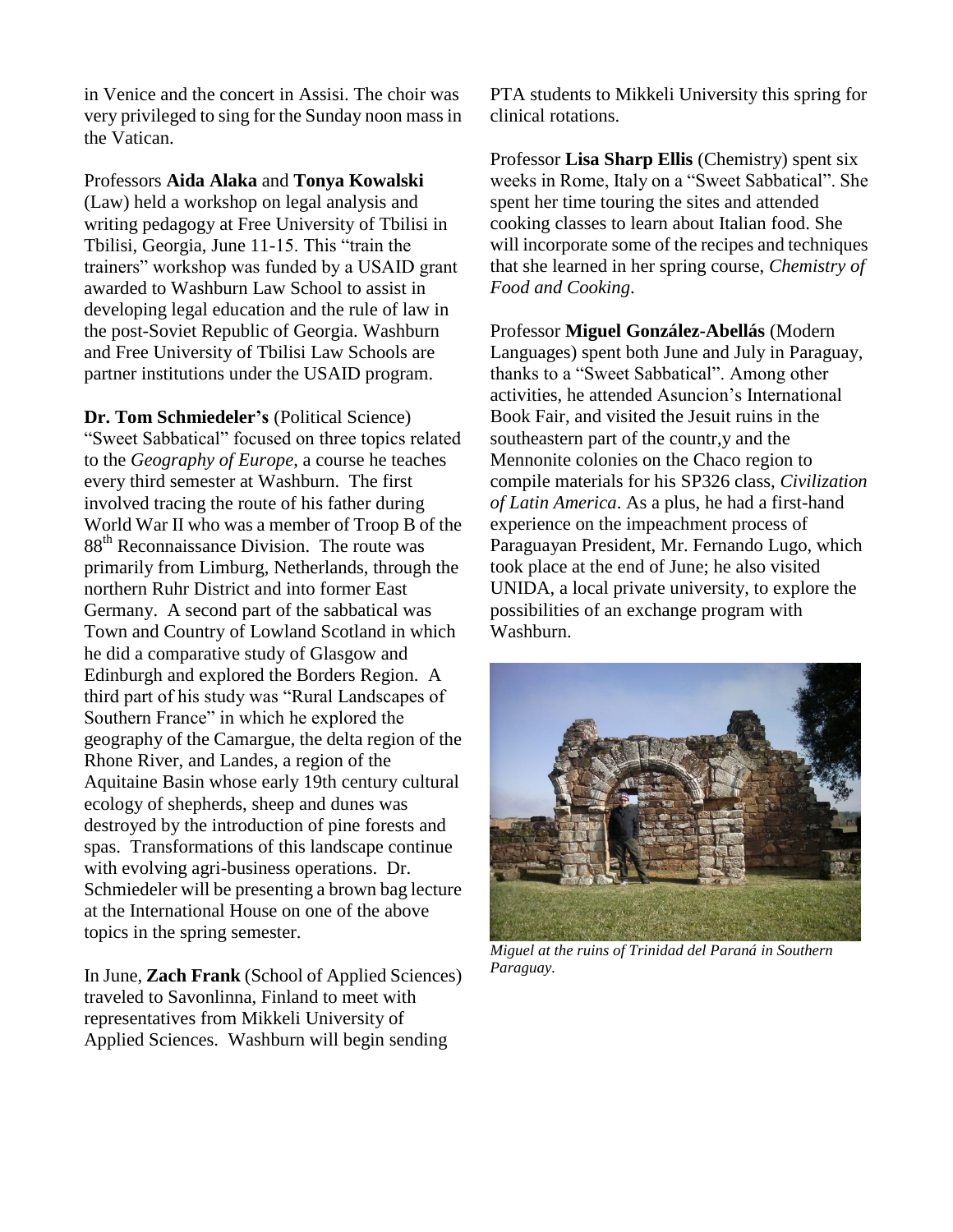in Venice and the concert in Assisi. The choir was very privileged to sing for the Sunday noon mass in the Vatican.

Professors **Aida Alaka** and **Tonya Kowalski** (Law) held a workshop on legal analysis and writing pedagogy at Free University of Tbilisi in Tbilisi, Georgia, June 11-15. This "train the trainers" workshop was funded by a USAID grant awarded to Washburn Law School to assist in developing legal education and the rule of law in the post-Soviet Republic of Georgia. Washburn and Free University of Tbilisi Law Schools are partner institutions under the USAID program.

**Dr. Tom Schmiedeler's** (Political Science) "Sweet Sabbatical" focused on three topics related to the *Geography of Europe*, a course he teaches every third semester at Washburn. The first involved tracing the route of his father during World War II who was a member of Troop B of the 88th Reconnaissance Division. The route was primarily from Limburg, Netherlands, through the northern Ruhr District and into former East Germany. A second part of the sabbatical was Town and Country of Lowland Scotland in which he did a comparative study of Glasgow and Edinburgh and explored the Borders Region. A third part of his study was "Rural Landscapes of Southern France" in which he explored the geography of the Camargue, the delta region of the Rhone River, and Landes, a region of the Aquitaine Basin whose early 19th century cultural ecology of shepherds, sheep and dunes was destroyed by the introduction of pine forests and spas. Transformations of this landscape continue with evolving agri-business operations. Dr. Schmiedeler will be presenting a brown bag lecture at the International House on one of the above topics in the spring semester.

In June, **Zach Frank** (School of Applied Sciences) traveled to Savonlinna, Finland to meet with representatives from Mikkeli University of Applied Sciences. Washburn will begin sending PTA students to Mikkeli University this spring for clinical rotations.

Professor **Lisa Sharp Ellis** (Chemistry) spent six weeks in Rome, Italy on a "Sweet Sabbatical". She spent her time touring the sites and attended cooking classes to learn about Italian food. She will incorporate some of the recipes and techniques that she learned in her spring course, *Chemistry of Food and Cooking*.

Professor **Miguel González-Abellás** (Modern Languages) spent both June and July in Paraguay, thanks to a "Sweet Sabbatical". Among other activities, he attended Asuncion's International Book Fair, and visited the Jesuit ruins in the southeastern part of the countr,y and the Mennonite colonies on the Chaco region to compile materials for his SP326 class, *Civilization of Latin America*. As a plus, he had a first-hand experience on the impeachment process of Paraguayan President, Mr. Fernando Lugo, which took place at the end of June; he also visited UNIDA, a local private university, to explore the possibilities of an exchange program with Washburn.

*Miguel at the ruins of Trinidad del Paraná in Southern Paraguay.*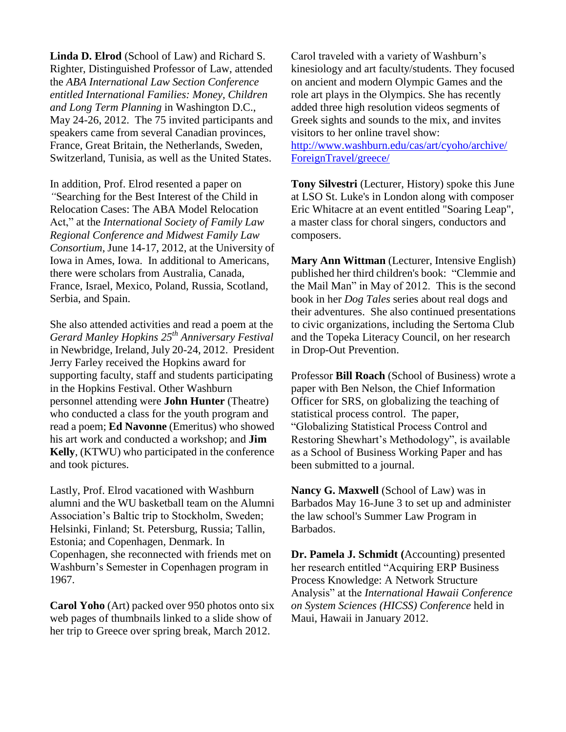**Linda D. Elrod** (School of Law) and Richard S. Righter, Distinguished Professor of Law, attended the *ABA International Law Section Conference entitled International Families: Money, Children and Long Term Planning* in Washington D.C., May 24-26, 2012. The 75 invited participants and speakers came from several Canadian provinces, France, Great Britain, the Netherlands, Sweden, Switzerland, Tunisia, as well as the United States.

In addition, Prof. Elrod resented a paper on *"*Searching for the Best Interest of the Child in Relocation Cases: The ABA Model Relocation Act," at the *International Society of Family Law Regional Conference and Midwest Family Law Consortium*, June 14-17, 2012, at the University of Iowa in Ames, Iowa. In additional to Americans, there were scholars from Australia, Canada, France, Israel, Mexico, Poland, Russia, Scotland, Serbia, and Spain.

She also attended activities and read a poem at the *Gerard Manley Hopkins 25th Anniversary Festival* in Newbridge, Ireland, July 20-24, 2012. President Jerry Farley received the Hopkins award for supporting faculty, staff and students participating in the Hopkins Festival. Other Washburn personnel attending were **John Hunter** (Theatre) who conducted a class for the youth program and read a poem; **Ed Navonne** (Emeritus) who showed his art work and conducted a workshop; and **Jim Kelly**, (KTWU) who participated in the conference and took pictures.

Lastly, Prof. Elrod vacationed with Washburn alumni and the WU basketball team on the Alumni Association's Baltic trip to Stockholm, Sweden; Helsinki, Finland; St. Petersburg, Russia; Tallin, Estonia; and Copenhagen, Denmark. In Copenhagen, she reconnected with friends met on Washburn's Semester in Copenhagen program in 1967.

**Carol Yoho** (Art) packed over 950 photos onto six web pages of thumbnails linked to a slide show of her trip to Greece over spring break, March 2012. Carol traveled with a variety of Washburn's kinesiology and art faculty/students. They focused on ancient and modern Olympic Games and the role art plays in the Olympics. She has recently added three high resolution videos segments of Greek sights and sounds to the mix, and invites visitors to her online travel show: http://www.washburn.edu/cas/art/cyoho/archive/ForeignTravel/greece/

**Tony Silvestri** (Lecturer, History) spoke this June at LSO St. Luke's in London along with composer Eric Whitacre at an event entitled "Soaring Leap", a master class for choral singers, conductors and composers.

**Mary Ann Wittman** (Lecturer, Intensive English) published her third children's book: "Clemmie and the Mail Man" in May of 2012. This is the second book in her *Dog Tales* series about real dogs and their adventures. She also continued presentations to civic organizations, including the Sertoma Club and the Topeka Literacy Council, on her research in Drop-Out Prevention.

Professor **Bill Roach** (School of Business) wrote a paper with Ben Nelson, the Chief Information Officer for SRS, on globalizing the teaching of statistical process control. The paper, "Globalizing Statistical Process Control and Restoring Shewhart's Methodology", is available as a School of Business Working Paper and has been submitted to a journal.

**Nancy G. Maxwell** (School of Law) was in Barbados May 16-June 3 to set up and administer the law school's Summer Law Program in Barbados.

**Dr. Pamela J. Schmidt (**Accounting) presented her research entitled "Acquiring ERP Business Process Knowledge: A Network Structure Analysis" at the *International Hawaii Conference on System Sciences (HICSS) Conference* held in Maui, Hawaii in January 2012.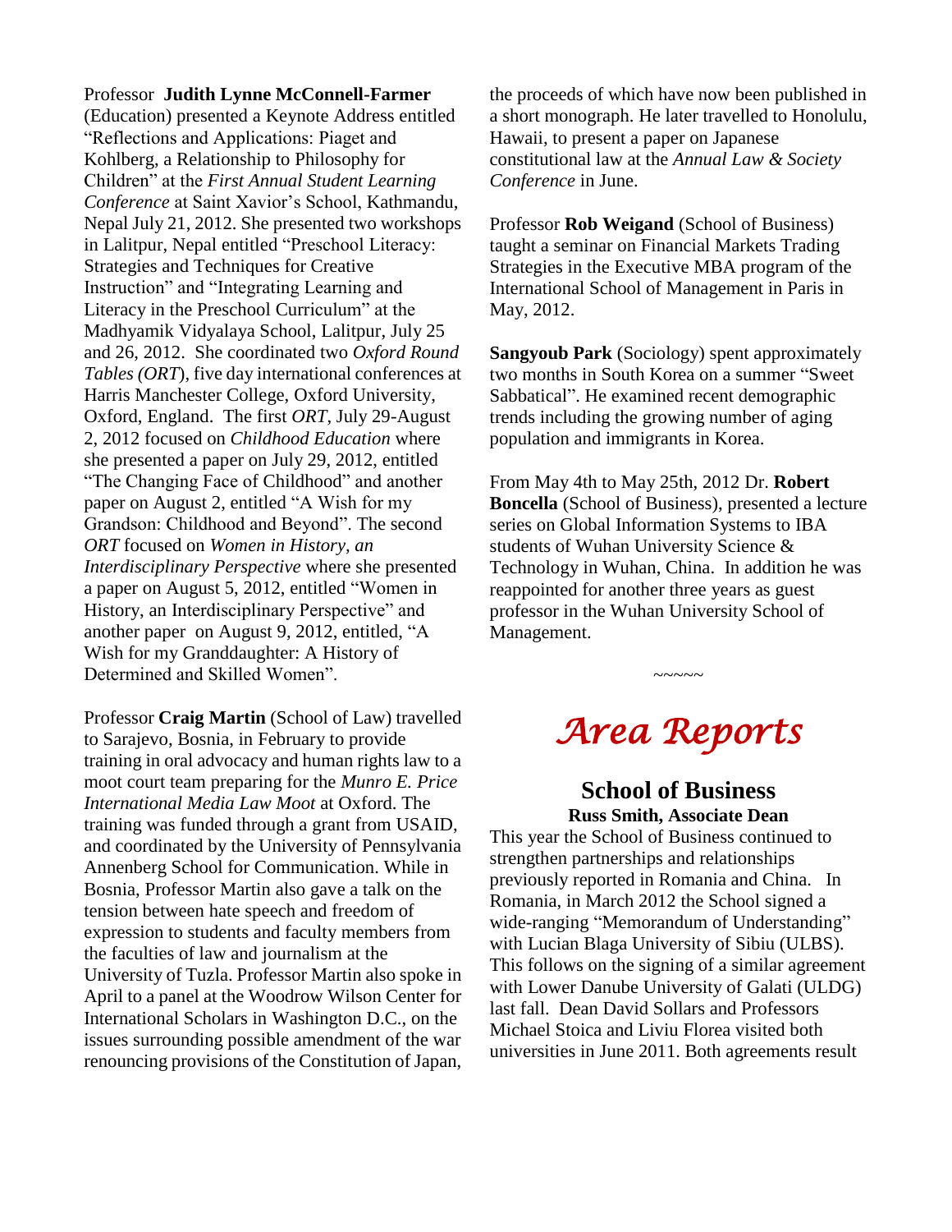Professor **Judith Lynne McConnell-Farmer** (Education) presented a Keynote Address entitled "Reflections and Applications: Piaget and Kohlberg, a Relationship to Philosophy for Children" at the *First Annual Student Learning Conference* at Saint Xavior's School, Kathmandu, Nepal July 21, 2012. She presented two workshops in Lalitpur, Nepal entitled "Preschool Literacy: Strategies and Techniques for Creative Instruction" and "Integrating Learning and Literacy in the Preschool Curriculum" at the Madhyamik Vidyalaya School, Lalitpur, July 25 and 26, 2012. She coordinated two *Oxford Round Tables (ORT*), five day international conferences at Harris Manchester College, Oxford University, Oxford, England. The first *ORT*, July 29-August 2, 2012 focused on *Childhood Education* where she presented a paper on July 29, 2012, entitled "The Changing Face of Childhood" and another paper on August 2, entitled "A Wish for my Grandson: Childhood and Beyond". The second *ORT* focused on *Women in History, an Interdisciplinary Perspective* where she presented a paper on August 5, 2012, entitled "Women in History, an Interdisciplinary Perspective" and another paper on August 9, 2012, entitled, "A Wish for my Granddaughter: A History of Determined and Skilled Women".

Professor **Craig Martin** (School of Law) travelled to Sarajevo, Bosnia, in February to provide training in oral advocacy and human rights law to a moot court team preparing for the *Munro E. Price International Media Law Moot* at Oxford. The training was funded through a grant from USAID, and coordinated by the University of Pennsylvania Annenberg School for Communication. While in Bosnia, Professor Martin also gave a talk on the tension between hate speech and freedom of expression to students and faculty members from the faculties of law and journalism at the University of Tuzla. Professor Martin also spoke in April to a panel at the Woodrow Wilson Center for International Scholars in Washington D.C., on the issues surrounding possible amendment of the war renouncing provisions of the Constitution of Japan, the proceeds of which have now been published in a short monograph. He later travelled to Honolulu, Hawaii, to present a paper on Japanese constitutional law at the *Annual Law & Society Conference* in June.

Professor **Rob Weigand** (School of Business) taught a seminar on Financial Markets Trading Strategies in the Executive MBA program of the International School of Management in Paris in May, 2012.

**Sangyoub Park** (Sociology) spent approximately two months in South Korea on a summer "Sweet Sabbatical". He examined recent demographic trends including the growing number of aging population and immigrants in Korea.

From May 4th to May 25th, 2012 Dr. **Robert Boncella** (School of Business), presented a lecture series on Global Information Systems to IBA students of Wuhan University Science & Technology in Wuhan, China. In addition he was reappointed for another three years as guest professor in the Wuhan University School of Management.

~~~~~

# *Area Reports*

## School of Business

**Russ Smith, Associate Dean**

This year the School of Business continued to strengthen partnerships and relationships previously reported in Romania and China. In Romania, in March 2012 the School signed a wide-ranging "Memorandum of Understanding" with Lucian Blaga University of Sibiu (ULBS). This follows on the signing of a similar agreement with Lower Danube University of Galati (ULDG) last fall. Dean David Sollars and Professors Michael Stoica and Liviu Florea visited both universities in June 2011. Both agreements result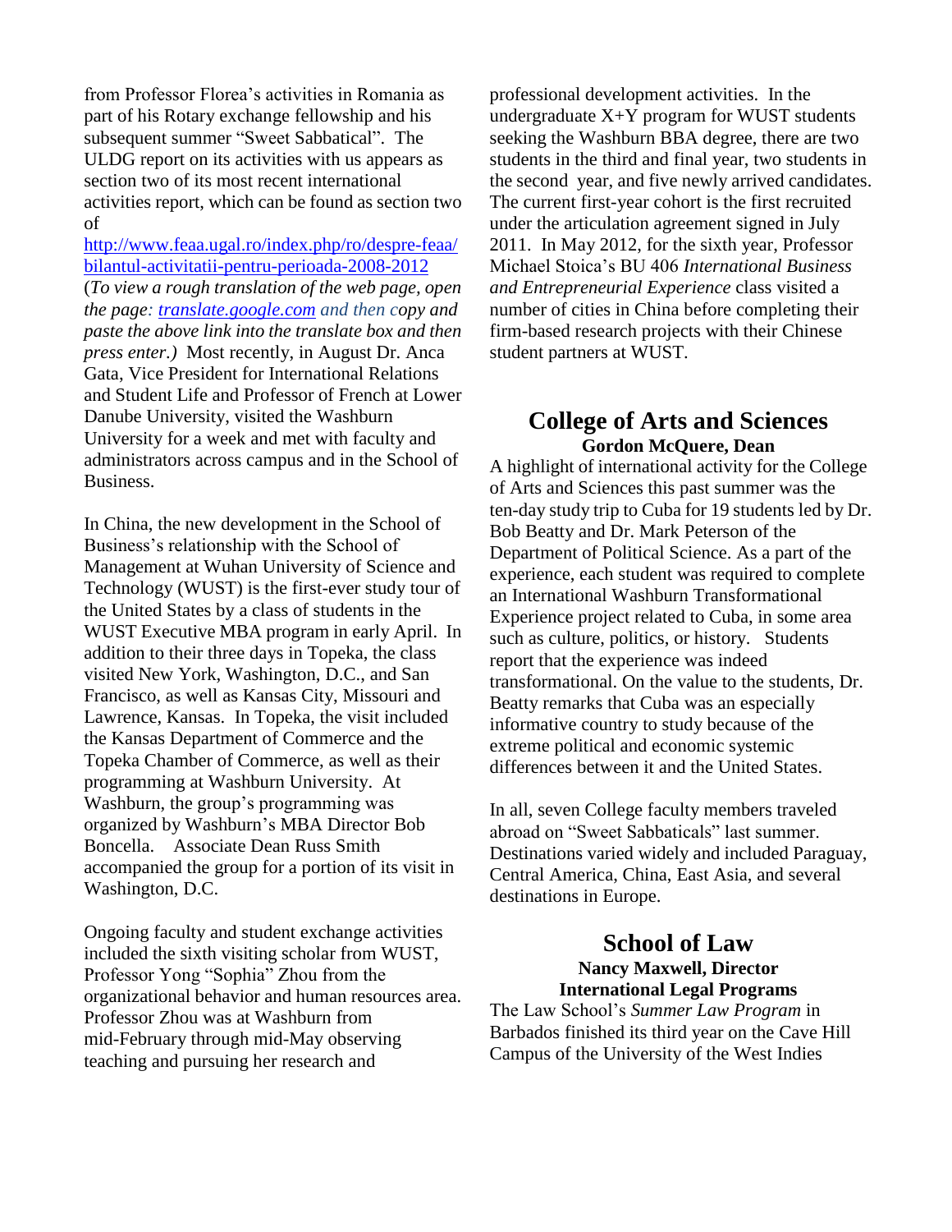from Professor Florea's activities in Romania as part of his Rotary exchange fellowship and his subsequent summer "Sweet Sabbatical". The ULDG report on its activities with us appears as section two of its most recent international activities report, which can be found as section two of [http://www.feaa.ugal.ro/index.php/ro/despre-feaa/bilantul-activitatii-pentru-perioada-2008-2012](http://www.feaa.ugal.ro/index.php/ro/despre-feaa/bilantul-activitatii-pentru-perioada-2008-2012) (*To view a rough translation of the web page, open the page: [translate.google.com](http://translate.google.com) and then copy and paste the above link into the translate box and then press enter.)* Most recently, in August Dr. Anca Gata, Vice President for International Relations and Student Life and Professor of French at Lower Danube University, visited the Washburn University for a week and met with faculty and administrators across campus and in the School of Business.

In China, the new development in the School of Business's relationship with the School of Management at Wuhan University of Science and Technology (WUST) is the first-ever study tour of the United States by a class of students in the WUST Executive MBA program in early April. In addition to their three days in Topeka, the class visited New York, Washington, D.C., and San Francisco, as well as Kansas City, Missouri and Lawrence, Kansas. In Topeka, the visit included the Kansas Department of Commerce and the Topeka Chamber of Commerce, as well as their programming at Washburn University. At Washburn, the group's programming was organized by Washburn's MBA Director Bob Boncella. Associate Dean Russ Smith accompanied the group for a portion of its visit in Washington, D.C.

Ongoing faculty and student exchange activities included the sixth visiting scholar from WUST, Professor Yong "Sophia" Zhou from the organizational behavior and human resources area. Professor Zhou was at Washburn from mid-February through mid-May observing teaching and pursuing her research and professional development activities. In the undergraduate X+Y program for WUST students seeking the Washburn BBA degree, there are two students in the third and final year, two students in the second year, and five newly arrived candidates. The current first-year cohort is the first recruited under the articulation agreement signed in July 2011. In May 2012, for the sixth year, Professor Michael Stoica's BU 406 *International Business and Entrepreneurial Experience* class visited a number of cities in China before completing their firm-based research projects with their Chinese student partners at WUST.

## College of Arts and Sciences

**Gordon McQuere, Dean**

A highlight of international activity for the College of Arts and Sciences this past summer was the ten-day study trip to Cuba for 19 students led by Dr. Bob Beatty and Dr. Mark Peterson of the Department of Political Science. As a part of the experience, each student was required to complete an International Washburn Transformational Experience project related to Cuba, in some area such as culture, politics, or history. Students report that the experience was indeed transformational. On the value to the students, Dr. Beatty remarks that Cuba was an especially informative country to study because of the extreme political and economic systemic differences between it and the United States.

In all, seven College faculty members traveled abroad on "Sweet Sabbaticals" last summer. Destinations varied widely and included Paraguay, Central America, China, East Asia, and several destinations in Europe.

## School of Law

**Nancy Maxwell, Director**
**International Legal Programs**

The Law School's *Summer Law Program* in Barbados finished its third year on the Cave Hill Campus of the University of the West Indies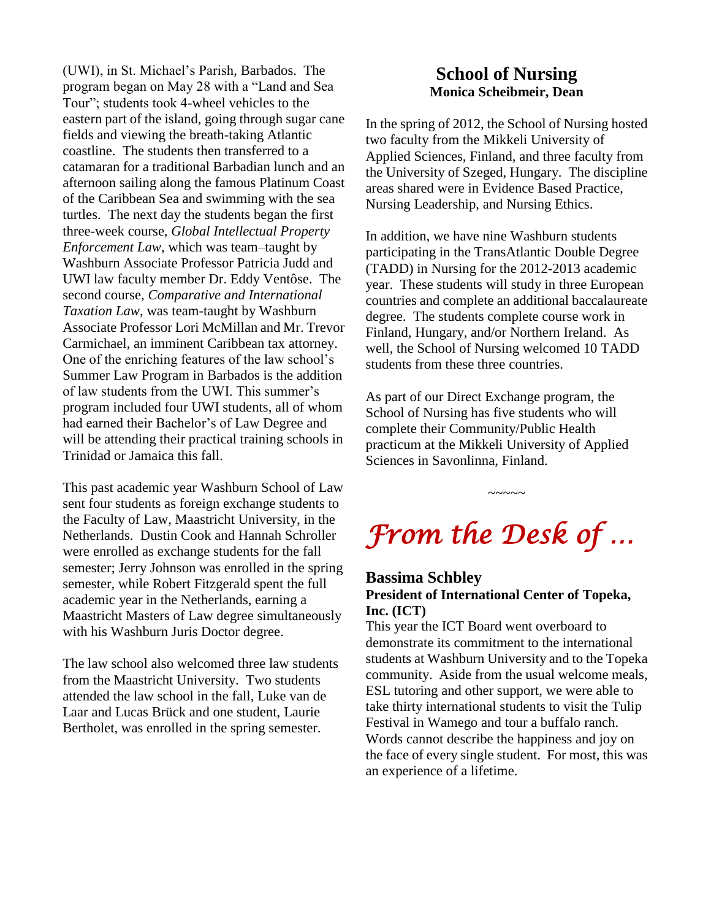(UWI), in St. Michael's Parish, Barbados. The program began on May 28 with a "Land and Sea Tour"; students took 4-wheel vehicles to the eastern part of the island, going through sugar cane fields and viewing the breath-taking Atlantic coastline. The students then transferred to a catamaran for a traditional Barbadian lunch and an afternoon sailing along the famous Platinum Coast of the Caribbean Sea and swimming with the sea turtles. The next day the students began the first three-week course, *Global Intellectual Property Enforcement Law*, which was team–taught by Washburn Associate Professor Patricia Judd and UWI law faculty member Dr. Eddy Ventôse. The second course, *Comparative and International Taxation Law*, was team-taught by Washburn Associate Professor Lori McMillan and Mr. Trevor Carmichael, an imminent Caribbean tax attorney. One of the enriching features of the law school's Summer Law Program in Barbados is the addition of law students from the UWI. This summer's program included four UWI students, all of whom had earned their Bachelor's of Law Degree and will be attending their practical training schools in Trinidad or Jamaica this fall.

This past academic year Washburn School of Law sent four students as foreign exchange students to the Faculty of Law, Maastricht University, in the Netherlands. Dustin Cook and Hannah Schroller were enrolled as exchange students for the fall semester; Jerry Johnson was enrolled in the spring semester, while Robert Fitzgerald spent the full academic year in the Netherlands, earning a Maastricht Masters of Law degree simultaneously with his Washburn Juris Doctor degree.

The law school also welcomed three law students from the Maastricht University. Two students attended the law school in the fall, Luke van de Laar and Lucas Brück and one student, Laurie Bertholet, was enrolled in the spring semester.

## School of Nursing

**Monica Scheibmeir, Dean**

In the spring of 2012, the School of Nursing hosted two faculty from the Mikkeli University of Applied Sciences, Finland, and three faculty from the University of Szeged, Hungary. The discipline areas shared were in Evidence Based Practice, Nursing Leadership, and Nursing Ethics.

In addition, we have nine Washburn students participating in the TransAtlantic Double Degree (TADD) in Nursing for the 2012-2013 academic year. These students will study in three European countries and complete an additional baccalaureate degree. The students complete course work in Finland, Hungary, and/or Northern Ireland. As well, the School of Nursing welcomed 10 TADD students from these three countries.

As part of our Direct Exchange program, the School of Nursing has five students who will complete their Community/Public Health practicum at the Mikkeli University of Applied Sciences in Savonlinna, Finland.

~~~~~

# *From the Desk of …*

### Bassima Schbley

**President of International Center of Topeka, Inc. (ICT)**

This year the ICT Board went overboard to demonstrate its commitment to the international students at Washburn University and to the Topeka community. Aside from the usual welcome meals, ESL tutoring and other support, we were able to take thirty international students to visit the Tulip Festival in Wamego and tour a buffalo ranch. Words cannot describe the happiness and joy on the face of every single student. For most, this was an experience of a lifetime.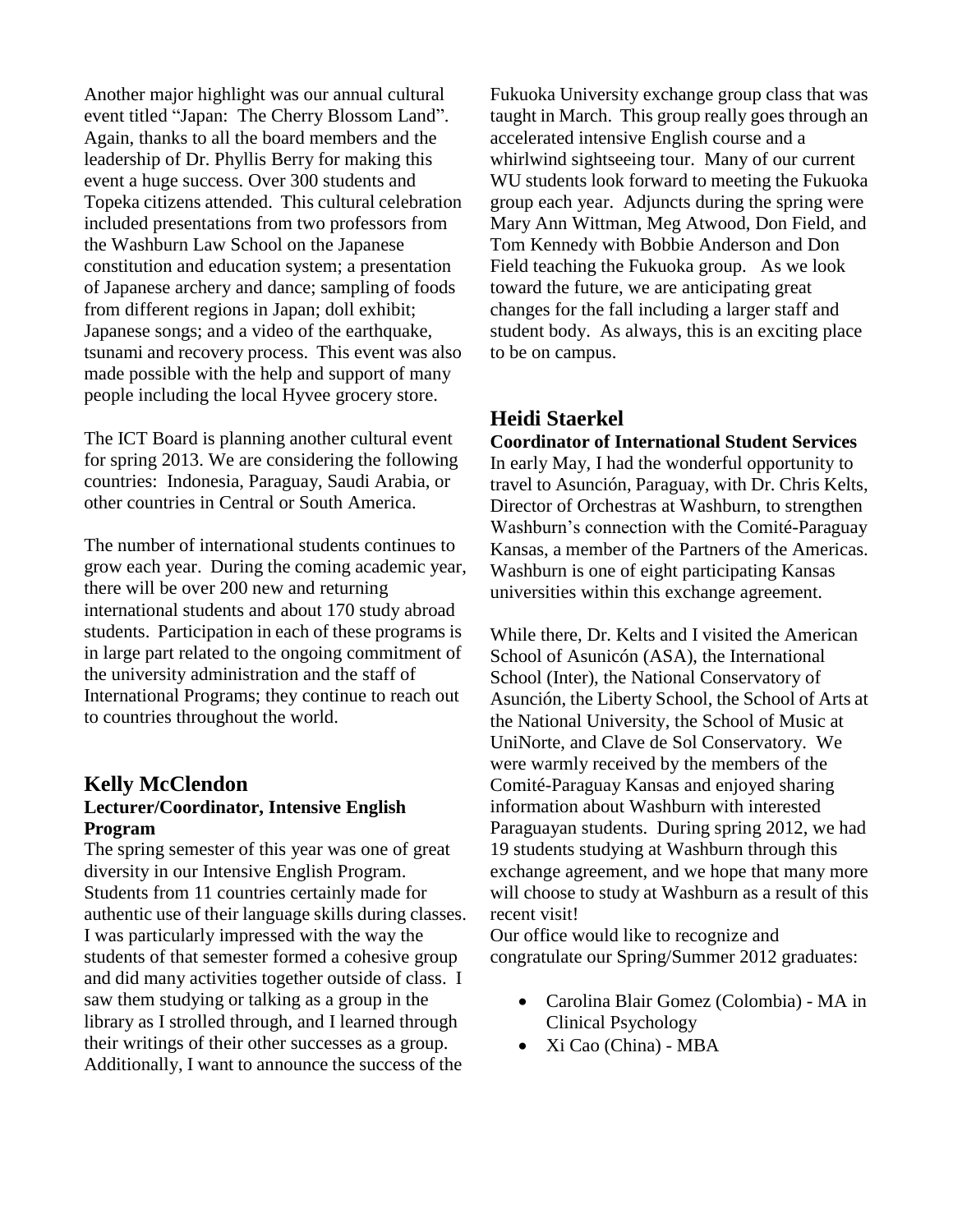Another major highlight was our annual cultural event titled "Japan: The Cherry Blossom Land". Again, thanks to all the board members and the leadership of Dr. Phyllis Berry for making this event a huge success. Over 300 students and Topeka citizens attended. This cultural celebration included presentations from two professors from the Washburn Law School on the Japanese constitution and education system; a presentation of Japanese archery and dance; sampling of foods from different regions in Japan; doll exhibit; Japanese songs; and a video of the earthquake, tsunami and recovery process. This event was also made possible with the help and support of many people including the local Hyvee grocery store.

The ICT Board is planning another cultural event for spring 2013. We are considering the following countries: Indonesia, Paraguay, Saudi Arabia, or other countries in Central or South America.

The number of international students continues to grow each year. During the coming academic year, there will be over 200 new and returning international students and about 170 study abroad students. Participation in each of these programs is in large part related to the ongoing commitment of the university administration and the staff of International Programs; they continue to reach out to countries throughout the world.

## Kelly McClendon

**Lecturer/Coordinator, Intensive English Program**

The spring semester of this year was one of great diversity in our Intensive English Program. Students from 11 countries certainly made for authentic use of their language skills during classes. I was particularly impressed with the way the students of that semester formed a cohesive group and did many activities together outside of class. I saw them studying or talking as a group in the library as I strolled through, and I learned through their writings of their other successes as a group. Additionally, I want to announce the success of the Fukuoka University exchange group class that was taught in March. This group really goes through an accelerated intensive English course and a whirlwind sightseeing tour. Many of our current WU students look forward to meeting the Fukuoka group each year. Adjuncts during the spring were Mary Ann Wittman, Meg Atwood, Don Field, and Tom Kennedy with Bobbie Anderson and Don Field teaching the Fukuoka group. As we look toward the future, we are anticipating great changes for the fall including a larger staff and student body. As always, this is an exciting place to be on campus.

## Heidi Staerkel

**Coordinator of International Student Services**

In early May, I had the wonderful opportunity to travel to Asunción, Paraguay, with Dr. Chris Kelts, Director of Orchestras at Washburn, to strengthen Washburn's connection with the Comité-Paraguay Kansas, a member of the Partners of the Americas. Washburn is one of eight participating Kansas universities within this exchange agreement.

While there, Dr. Kelts and I visited the American School of Asunicón (ASA), the International School (Inter), the National Conservatory of Asunción, the Liberty School, the School of Arts at the National University, the School of Music at UniNorte, and Clave de Sol Conservatory. We were warmly received by the members of the Comité-Paraguay Kansas and enjoyed sharing information about Washburn with interested Paraguayan students. During spring 2012, we had 19 students studying at Washburn through this exchange agreement, and we hope that many more will choose to study at Washburn as a result of this recent visit!

Our office would like to recognize and congratulate our Spring/Summer 2012 graduates:

- Carolina Blair Gomez (Colombia) - MA in Clinical Psychology
- Xi Cao (China) - MBA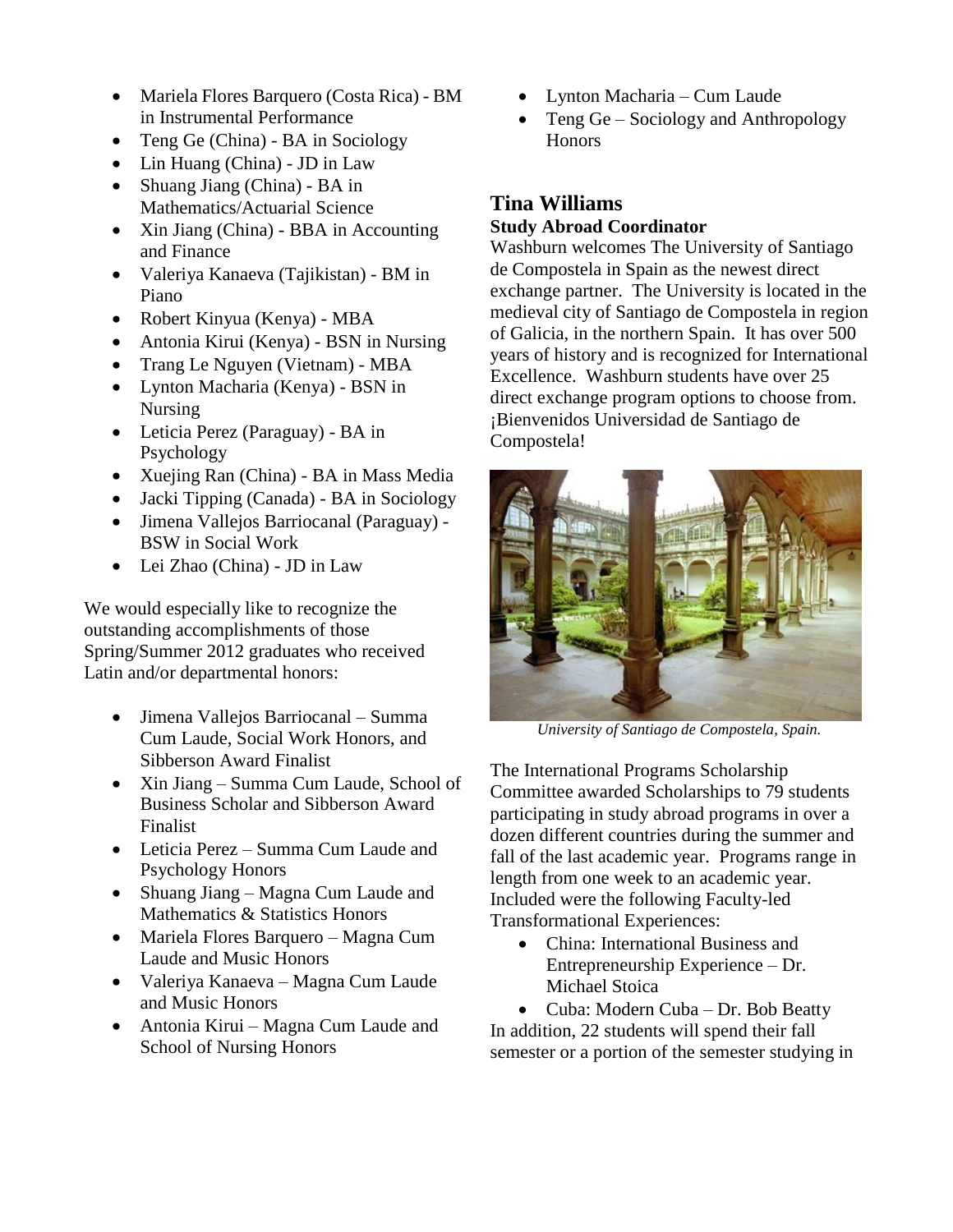- Mariela Flores Barquero (Costa Rica) - BM in Instrumental Performance
- Teng Ge (China) - BA in Sociology
- Lin Huang (China) - JD in Law
- Shuang Jiang (China) - BA in Mathematics/Actuarial Science
- Xin Jiang (China) - BBA in Accounting and Finance
- Valeriya Kanaeva (Tajikistan) - BM in Piano
- Robert Kinyua (Kenya) - MBA
- Antonia Kirui (Kenya) - BSN in Nursing
- Trang Le Nguyen (Vietnam) - MBA
- Lynton Macharia (Kenya) - BSN in Nursing
- Leticia Perez (Paraguay) - BA in Psychology
- Xuejing Ran (China) - BA in Mass Media
- Jacki Tipping (Canada) - BA in Sociology
- Jimena Vallejos Barriocanal (Paraguay) - BSW in Social Work
- Lei Zhao (China) - JD in Law

We would especially like to recognize the outstanding accomplishments of those Spring/Summer 2012 graduates who received Latin and/or departmental honors:

- Jimena Vallejos Barriocanal – Summa Cum Laude, Social Work Honors, and Sibberson Award Finalist
- Xin Jiang – Summa Cum Laude, School of Business Scholar and Sibberson Award Finalist
- Leticia Perez – Summa Cum Laude and Psychology Honors
- Shuang Jiang – Magna Cum Laude and Mathematics & Statistics Honors
- Mariela Flores Barquero – Magna Cum Laude and Music Honors
- Valeriya Kanaeva – Magna Cum Laude and Music Honors
- Antonia Kirui – Magna Cum Laude and School of Nursing Honors
- Lynton Macharia – Cum Laude
- Teng Ge – Sociology and Anthropology Honors

## Tina Williams

**Study Abroad Coordinator**

Washburn welcomes The University of Santiago de Compostela in Spain as the newest direct exchange partner. The University is located in the medieval city of Santiago de Compostela in region of Galicia, in the northern Spain. It has over 500 years of history and is recognized for International Excellence. Washburn students have over 25 direct exchange program options to choose from. ¡Bienvenidos Universidad de Santiago de Compostela!

*University of Santiago de Compostela, Spain.*

The International Programs Scholarship Committee awarded Scholarships to 79 students participating in study abroad programs in over a dozen different countries during the summer and fall of the last academic year. Programs range in length from one week to an academic year. Included were the following Faculty-led Transformational Experiences:

- China: International Business and Entrepreneurship Experience – Dr. Michael Stoica
- Cuba: Modern Cuba – Dr. Bob Beatty

In addition, 22 students will spend their fall semester or a portion of the semester studying in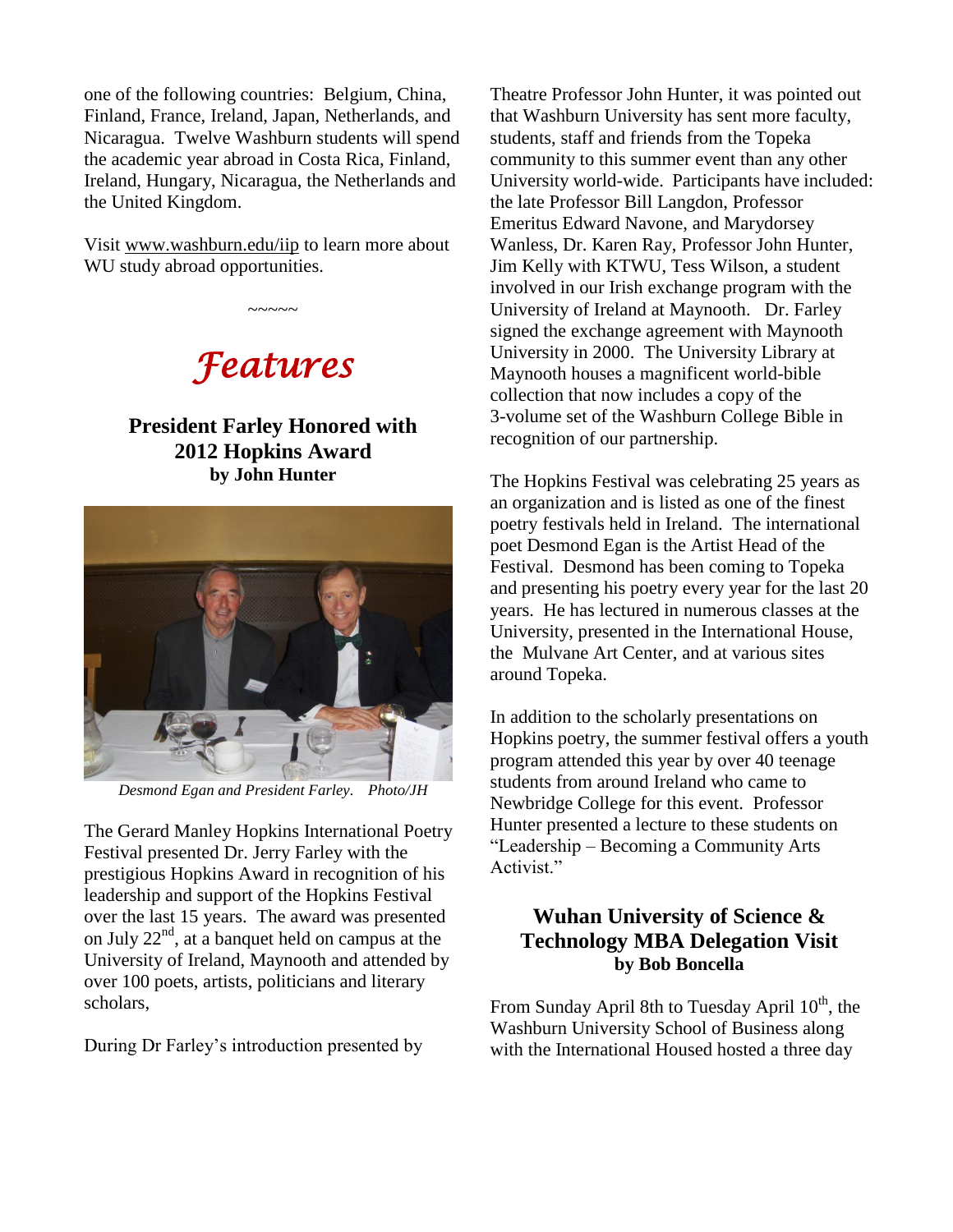one of the following countries: Belgium, China, Finland, France, Ireland, Japan, Netherlands, and Nicaragua. Twelve Washburn students will spend the academic year abroad in Costa Rica, Finland, Ireland, Hungary, Nicaragua, the Netherlands and the United Kingdom.

Visit www.washburn.edu/iip to learn more about WU study abroad opportunities.

~~~~~

# *Features*

## President Farley Honored with 2012 Hopkins Award

**by John Hunter**

*Desmond Egan and President Farley. Photo/JH*

The Gerard Manley Hopkins International Poetry Festival presented Dr. Jerry Farley with the prestigious Hopkins Award in recognition of his leadership and support of the Hopkins Festival over the last 15 years. The award was presented on July 22nd, at a banquet held on campus at the University of Ireland, Maynooth and attended by over 100 poets, artists, politicians and literary scholars,

During Dr Farley's introduction presented by Theatre Professor John Hunter, it was pointed out that Washburn University has sent more faculty, students, staff and friends from the Topeka community to this summer event than any other University world-wide. Participants have included: the late Professor Bill Langdon, Professor Emeritus Edward Navone, and Marydorsey Wanless, Dr. Karen Ray, Professor John Hunter, Jim Kelly with KTWU, Tess Wilson, a student involved in our Irish exchange program with the University of Ireland at Maynooth. Dr. Farley signed the exchange agreement with Maynooth University in 2000. The University Library at Maynooth houses a magnificent world-bible collection that now includes a copy of the 3-volume set of the Washburn College Bible in recognition of our partnership.

The Hopkins Festival was celebrating 25 years as an organization and is listed as one of the finest poetry festivals held in Ireland. The international poet Desmond Egan is the Artist Head of the Festival. Desmond has been coming to Topeka and presenting his poetry every year for the last 20 years. He has lectured in numerous classes at the University, presented in the International House, the Mulvane Art Center, and at various sites around Topeka.

In addition to the scholarly presentations on Hopkins poetry, the summer festival offers a youth program attended this year by over 40 teenage students from around Ireland who came to Newbridge College for this event. Professor Hunter presented a lecture to these students on "Leadership – Becoming a Community Arts Activist."

## Wuhan University of Science & Technology MBA Delegation Visit

**by Bob Boncella**

From Sunday April 8th to Tuesday April 10th, the Washburn University School of Business along with the International Housed hosted a three day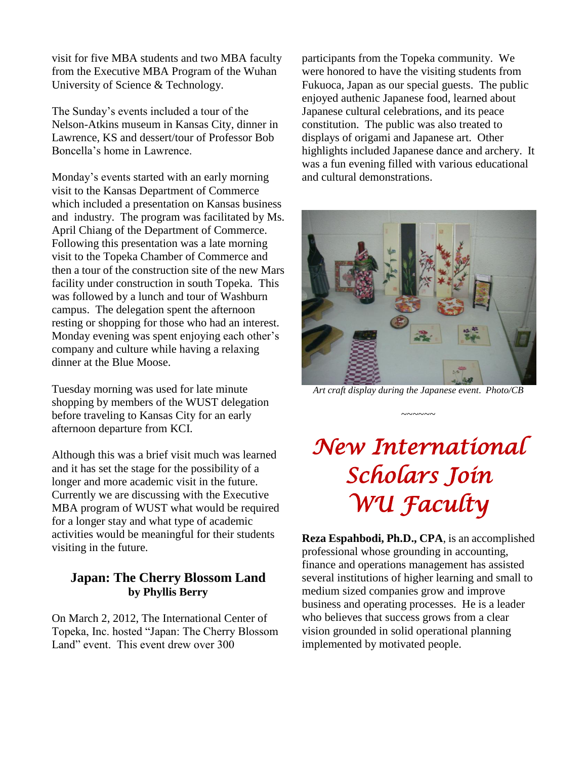visit for five MBA students and two MBA faculty from the Executive MBA Program of the Wuhan University of Science & Technology.

The Sunday's events included a tour of the Nelson-Atkins museum in Kansas City, dinner in Lawrence, KS and dessert/tour of Professor Bob Boncella's home in Lawrence.

Monday's events started with an early morning visit to the Kansas Department of Commerce which included a presentation on Kansas business and industry. The program was facilitated by Ms. April Chiang of the Department of Commerce. Following this presentation was a late morning visit to the Topeka Chamber of Commerce and then a tour of the construction site of the new Mars facility under construction in south Topeka. This was followed by a lunch and tour of Washburn campus. The delegation spent the afternoon resting or shopping for those who had an interest. Monday evening was spent enjoying each other's company and culture while having a relaxing dinner at the Blue Moose.

Tuesday morning was used for late minute shopping by members of the WUST delegation before traveling to Kansas City for an early afternoon departure from KCI.

Although this was a brief visit much was learned and it has set the stage for the possibility of a longer and more academic visit in the future. Currently we are discussing with the Executive MBA program of WUST what would be required for a longer stay and what type of academic activities would be meaningful for their students visiting in the future.

## Japan: The Cherry Blossom Land

**by Phyllis Berry**

On March 2, 2012, The International Center of Topeka, Inc. hosted "Japan: The Cherry Blossom Land" event. This event drew over 300 participants from the Topeka community. We were honored to have the visiting students from Fukuoca, Japan as our special guests. The public enjoyed authenic Japanese food, learned about Japanese cultural celebrations, and its peace constitution. The public was also treated to displays of origami and Japanese art. Other highlights included Japanese dance and archery. It was a fun evening filled with various educational and cultural demonstrations.

*Art craft display during the Japanese event. Photo/CB*

~~~~~~

# *New International Scholars Join WU Faculty*

**Reza Espahbodi, Ph.D., CPA**, is an accomplished professional whose grounding in accounting, finance and operations management has assisted several institutions of higher learning and small to medium sized companies grow and improve business and operating processes. He is a leader who believes that success grows from a clear vision grounded in solid operational planning implemented by motivated people.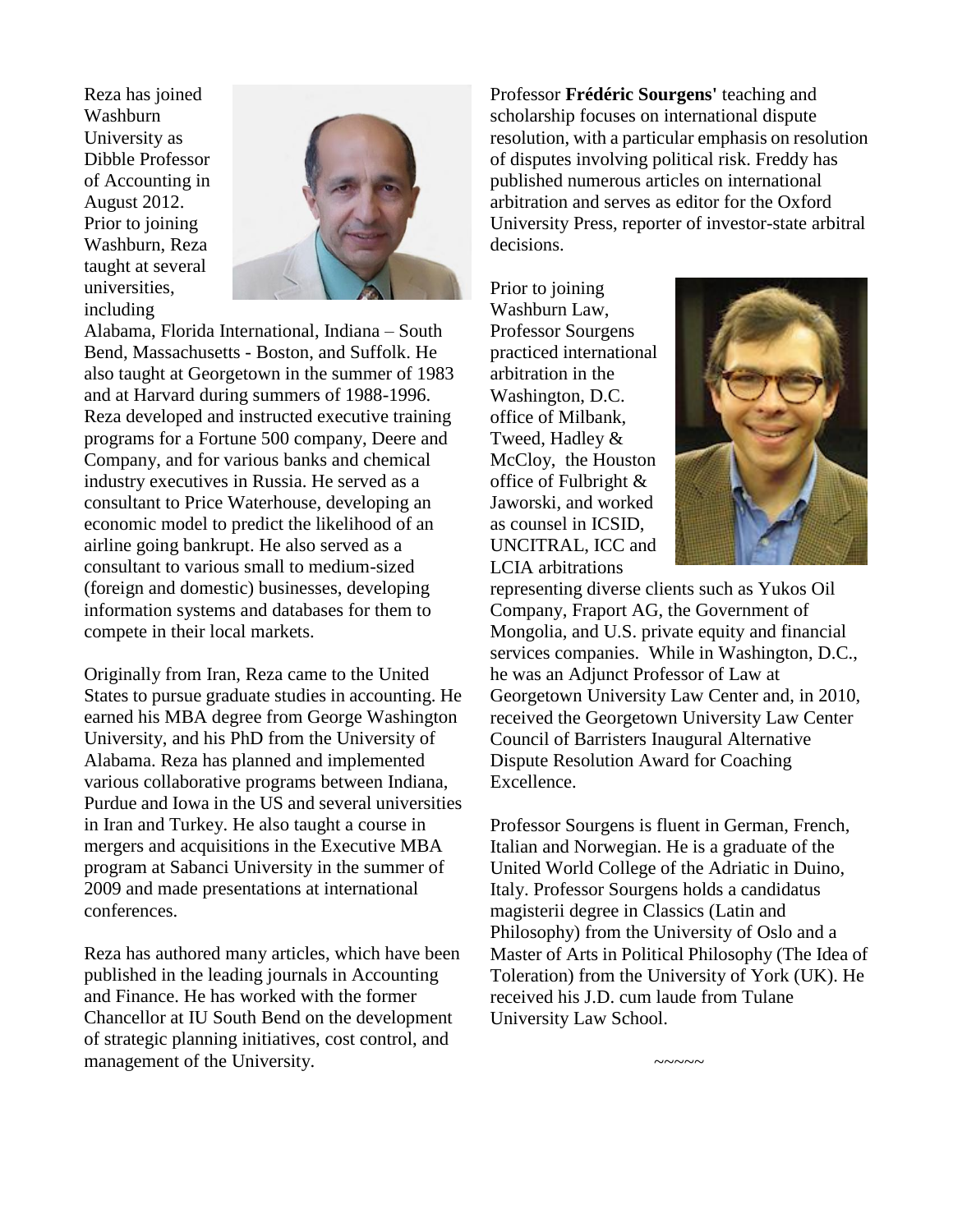Reza has joined Washburn University as Dibble Professor of Accounting in August 2012. Prior to joining Washburn, Reza taught at several universities, including Alabama, Florida International, Indiana – South Bend, Massachusetts - Boston, and Suffolk. He also taught at Georgetown in the summer of 1983 and at Harvard during summers of 1988-1996. Reza developed and instructed executive training programs for a Fortune 500 company, Deere and Company, and for various banks and chemical industry executives in Russia. He served as a consultant to Price Waterhouse, developing an economic model to predict the likelihood of an airline going bankrupt. He also served as a consultant to various small to medium-sized (foreign and domestic) businesses, developing information systems and databases for them to compete in their local markets.

Originally from Iran, Reza came to the United States to pursue graduate studies in accounting. He earned his MBA degree from George Washington University, and his PhD from the University of Alabama. Reza has planned and implemented various collaborative programs between Indiana, Purdue and Iowa in the US and several universities in Iran and Turkey. He also taught a course in mergers and acquisitions in the Executive MBA program at Sabanci University in the summer of 2009 and made presentations at international conferences.

Reza has authored many articles, which have been published in the leading journals in Accounting and Finance. He has worked with the former Chancellor at IU South Bend on the development of strategic planning initiatives, cost control, and management of the University.

Professor **Frédéric Sourgens'** teaching and scholarship focuses on international dispute resolution, with a particular emphasis on resolution of disputes involving political risk. Freddy has published numerous articles on international arbitration and serves as editor for the Oxford University Press, reporter of investor-state arbitral decisions.

Prior to joining Washburn Law, Professor Sourgens practiced international arbitration in the Washington, D.C. office of Milbank, Tweed, Hadley & McCloy, the Houston office of Fulbright & Jaworski, and worked as counsel in ICSID, UNCITRAL, ICC and LCIA arbitrations representing diverse clients such as Yukos Oil Company, Fraport AG, the Government of Mongolia, and U.S. private equity and financial services companies. While in Washington, D.C., he was an Adjunct Professor of Law at Georgetown University Law Center and, in 2010, received the Georgetown University Law Center Council of Barristers Inaugural Alternative Dispute Resolution Award for Coaching Excellence.

Professor Sourgens is fluent in German, French, Italian and Norwegian. He is a graduate of the United World College of the Adriatic in Duino, Italy. Professor Sourgens holds a candidatus magisterii degree in Classics (Latin and Philosophy) from the University of Oslo and a Master of Arts in Political Philosophy (The Idea of Toleration) from the University of York (UK). He received his J.D. cum laude from Tulane University Law School.

~~~~~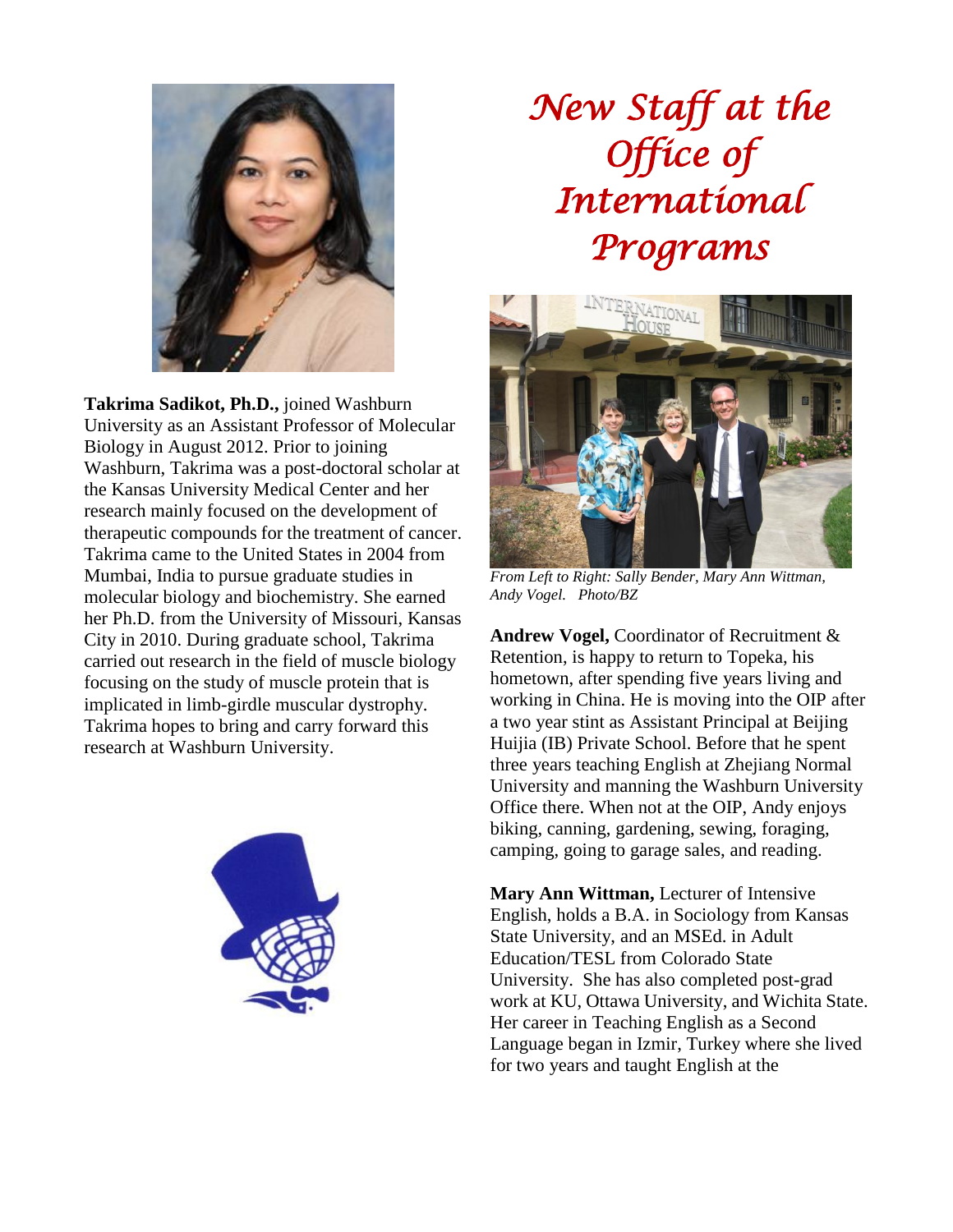**Takrima Sadikot, Ph.D.,** joined Washburn University as an Assistant Professor of Molecular Biology in August 2012. Prior to joining Washburn, Takrima was a post-doctoral scholar at the Kansas University Medical Center and her research mainly focused on the development of therapeutic compounds for the treatment of cancer. Takrima came to the United States in 2004 from Mumbai, India to pursue graduate studies in molecular biology and biochemistry. She earned her Ph.D. from the University of Missouri, Kansas City in 2010. During graduate school, Takrima carried out research in the field of muscle biology focusing on the study of muscle protein that is implicated in limb-girdle muscular dystrophy. Takrima hopes to bring and carry forward this research at Washburn University.

# *New Staff at the Office of International Programs*

*From Left to Right: Sally Bender, Mary Ann Wittman, Andy Vogel. Photo/BZ*

**Andrew Vogel,** Coordinator of Recruitment & Retention, is happy to return to Topeka, his hometown, after spending five years living and working in China. He is moving into the OIP after a two year stint as Assistant Principal at Beijing Huijia (IB) Private School. Before that he spent three years teaching English at Zhejiang Normal University and manning the Washburn University Office there. When not at the OIP, Andy enjoys biking, canning, gardening, sewing, foraging, camping, going to garage sales, and reading.

**Mary Ann Wittman,** Lecturer of Intensive English, holds a B.A. in Sociology from Kansas State University, and an MSEd. in Adult Education/TESL from Colorado State University. She has also completed post-grad work at KU, Ottawa University, and Wichita State. Her career in Teaching English as a Second Language began in Izmir, Turkey where she lived for two years and taught English at the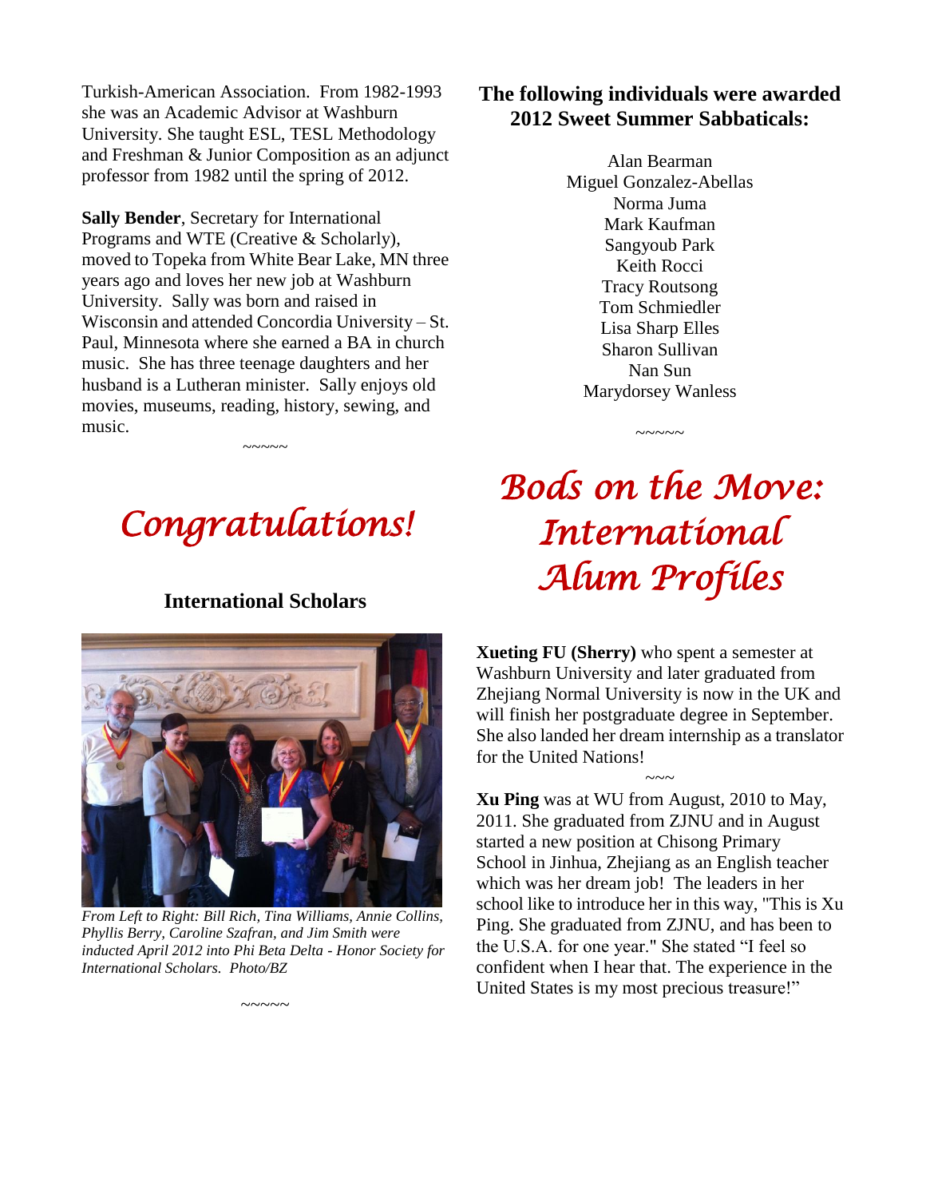Turkish-American Association. From 1982-1993 she was an Academic Advisor at Washburn University. She taught ESL, TESL Methodology and Freshman & Junior Composition as an adjunct professor from 1982 until the spring of 2012.

**Sally Bender**, Secretary for International Programs and WTE (Creative & Scholarly), moved to Topeka from White Bear Lake, MN three years ago and loves her new job at Washburn University. Sally was born and raised in Wisconsin and attended Concordia University – St. Paul, Minnesota where she earned a BA in church music. She has three teenage daughters and her husband is a Lutheran minister. Sally enjoys old movies, museums, reading, history, sewing, and music.

~~~~~

# *Congratulations!*

## International Scholars

*From Left to Right: Bill Rich, Tina Williams, Annie Collins, Phyllis Berry, Caroline Szafran, and Jim Smith were inducted April 2012 into Phi Beta Delta - Honor Society for International Scholars. Photo/BZ*

~~~~~

## The following individuals were awarded 2012 Sweet Summer Sabbaticals:

Alan Bearman
Miguel Gonzalez-Abellas
Norma Juma
Mark Kaufman
Sangyoub Park
Keith Rocci
Tracy Routsong
Tom Schmiedler
Lisa Sharp Elles
Sharon Sullivan
Nan Sun
Marydorsey Wanless

~~~~~

# *Bods on the Move: International Alum Profiles*

**Xueting FU (Sherry)** who spent a semester at Washburn University and later graduated from Zhejiang Normal University is now in the UK and will finish her postgraduate degree in September. She also landed her dream internship as a translator for the United Nations!

~~~

**Xu Ping** was at WU from August, 2010 to May, 2011. She graduated from ZJNU and in August started a new position at Chisong Primary School in Jinhua, Zhejiang as an English teacher which was her dream job! The leaders in her school like to introduce her in this way, "This is Xu Ping. She graduated from ZJNU, and has been to the U.S.A. for one year." She stated "I feel so confident when I hear that. The experience in the United States is my most precious treasure!"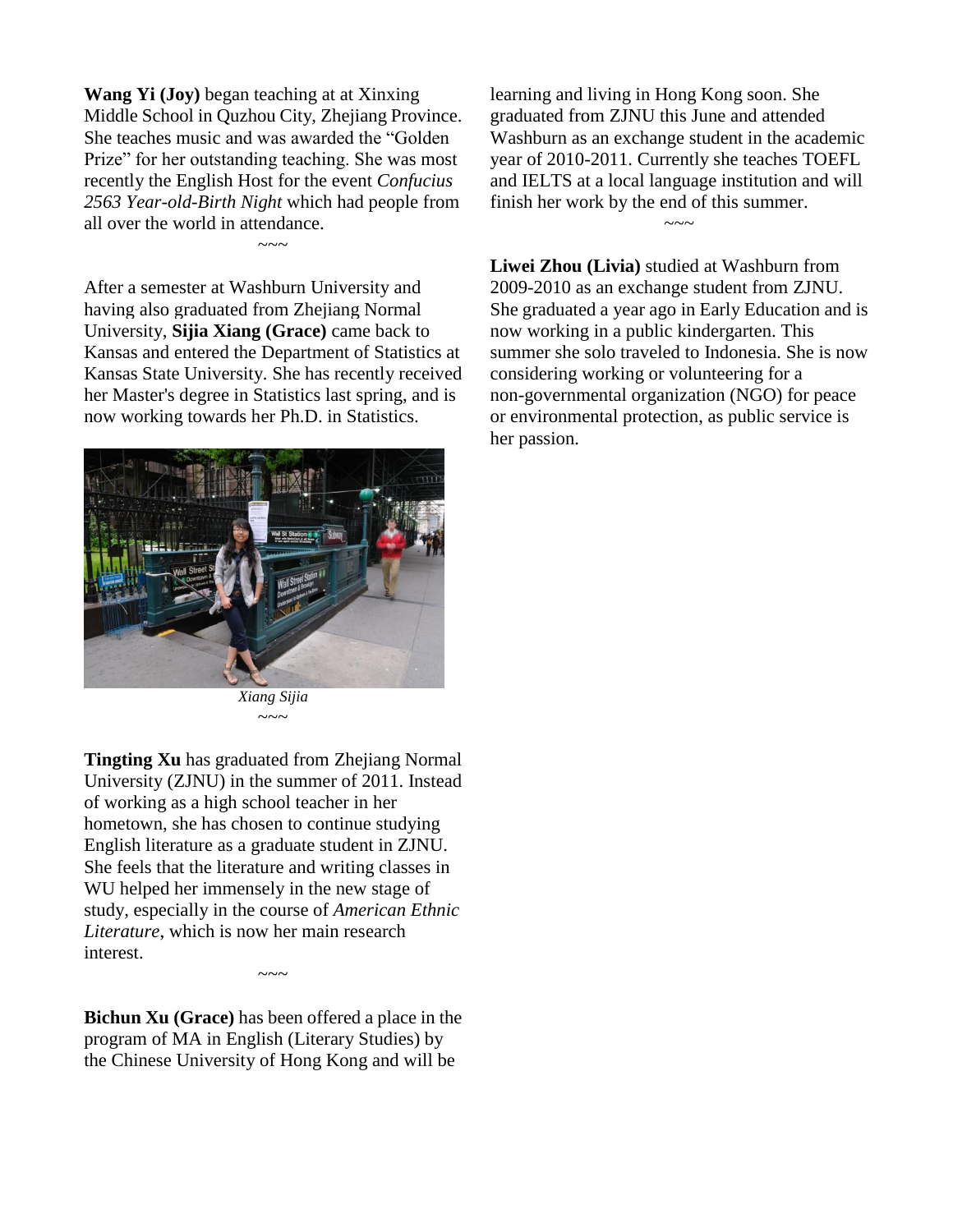**Wang Yi (Joy)** began teaching at at Xinxing Middle School in Quzhou City, Zhejiang Province. She teaches music and was awarded the "Golden Prize" for her outstanding teaching. She was most recently the English Host for the event *Confucius 2563 Year-old-Birth Night* which had people from all over the world in attendance.

~~~

After a semester at Washburn University and having also graduated from Zhejiang Normal University, **Sijia Xiang (Grace)** came back to Kansas and entered the Department of Statistics at Kansas State University. She has recently received her Master's degree in Statistics last spring, and is now working towards her Ph.D. in Statistics.

*Xiang Sijia*

~~~

**Tingting Xu** has graduated from Zhejiang Normal University (ZJNU) in the summer of 2011. Instead of working as a high school teacher in her hometown, she has chosen to continue studying English literature as a graduate student in ZJNU. She feels that the literature and writing classes in WU helped her immensely in the new stage of study, especially in the course of *American Ethnic Literature*, which is now her main research interest.

~~~

**Bichun Xu (Grace)** has been offered a place in the program of MA in English (Literary Studies) by the Chinese University of Hong Kong and will be learning and living in Hong Kong soon. She graduated from ZJNU this June and attended Washburn as an exchange student in the academic year of 2010-2011. Currently she teaches TOEFL and IELTS at a local language institution and will finish her work by the end of this summer.

~~~

**Liwei Zhou (Livia)** studied at Washburn from 2009-2010 as an exchange student from ZJNU. She graduated a year ago in Early Education and is now working in a public kindergarten. This summer she solo traveled to Indonesia. She is now considering working or volunteering for a non-governmental organization (NGO) for peace or environmental protection, as public service is her passion.